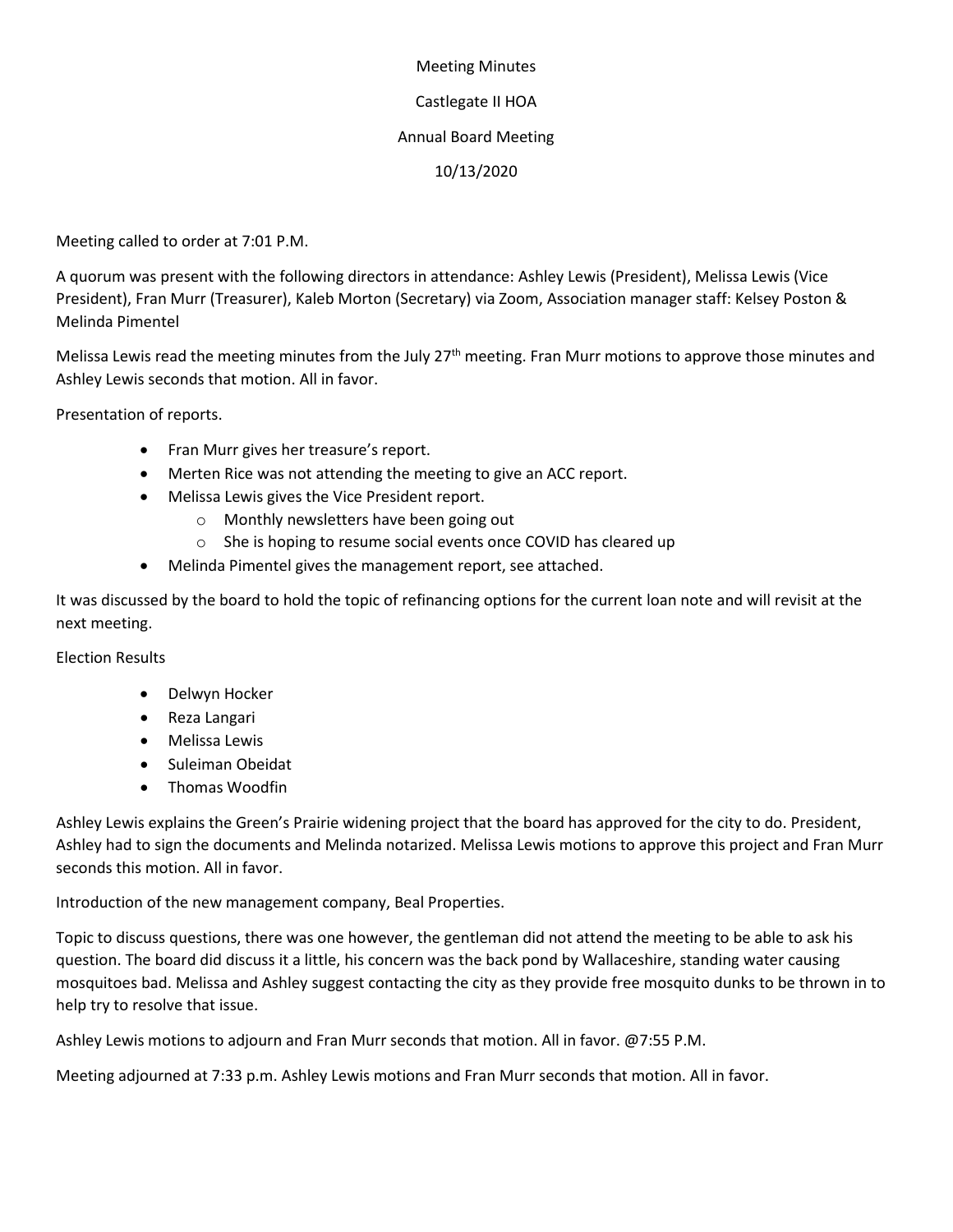Meeting Minutes

Castlegate II HOA

Annual Board Meeting

10/13/2020

Meeting called to order at 7:01 P.M.

A quorum was present with the following directors in attendance: Ashley Lewis (President), Melissa Lewis (Vice President), Fran Murr (Treasurer), Kaleb Morton (Secretary) via Zoom, Association manager staff: Kelsey Poston & Melinda Pimentel

Melissa Lewis read the meeting minutes from the July 27th meeting. Fran Murr motions to approve those minutes and Ashley Lewis seconds that motion. All in favor.

Presentation of reports.

- Fran Murr gives her treasure's report.
- Merten Rice was not attending the meeting to give an ACC report.
- Melissa Lewis gives the Vice President report.
  - Monthly newsletters have been going out
  - She is hoping to resume social events once COVID has cleared up
- Melinda Pimentel gives the management report, see attached.

It was discussed by the board to hold the topic of refinancing options for the current loan note and will revisit at the next meeting.

Election Results

- Delwyn Hocker
- Reza Langari
- Melissa Lewis
- Suleiman Obeidat
- Thomas Woodfin

Ashley Lewis explains the Green's Prairie widening project that the board has approved for the city to do. President, Ashley had to sign the documents and Melinda notarized. Melissa Lewis motions to approve this project and Fran Murr seconds this motion. All in favor.

Introduction of the new management company, Beal Properties.

Topic to discuss questions, there was one however, the gentleman did not attend the meeting to be able to ask his question. The board did discuss it a little, his concern was the back pond by Wallaceshire, standing water causing mosquitoes bad. Melissa and Ashley suggest contacting the city as they provide free mosquito dunks to be thrown in to help try to resolve that issue.

Ashley Lewis motions to adjourn and Fran Murr seconds that motion. All in favor. @7:55 P.M.

Meeting adjourned at 7:33 p.m. Ashley Lewis motions and Fran Murr seconds that motion. All in favor.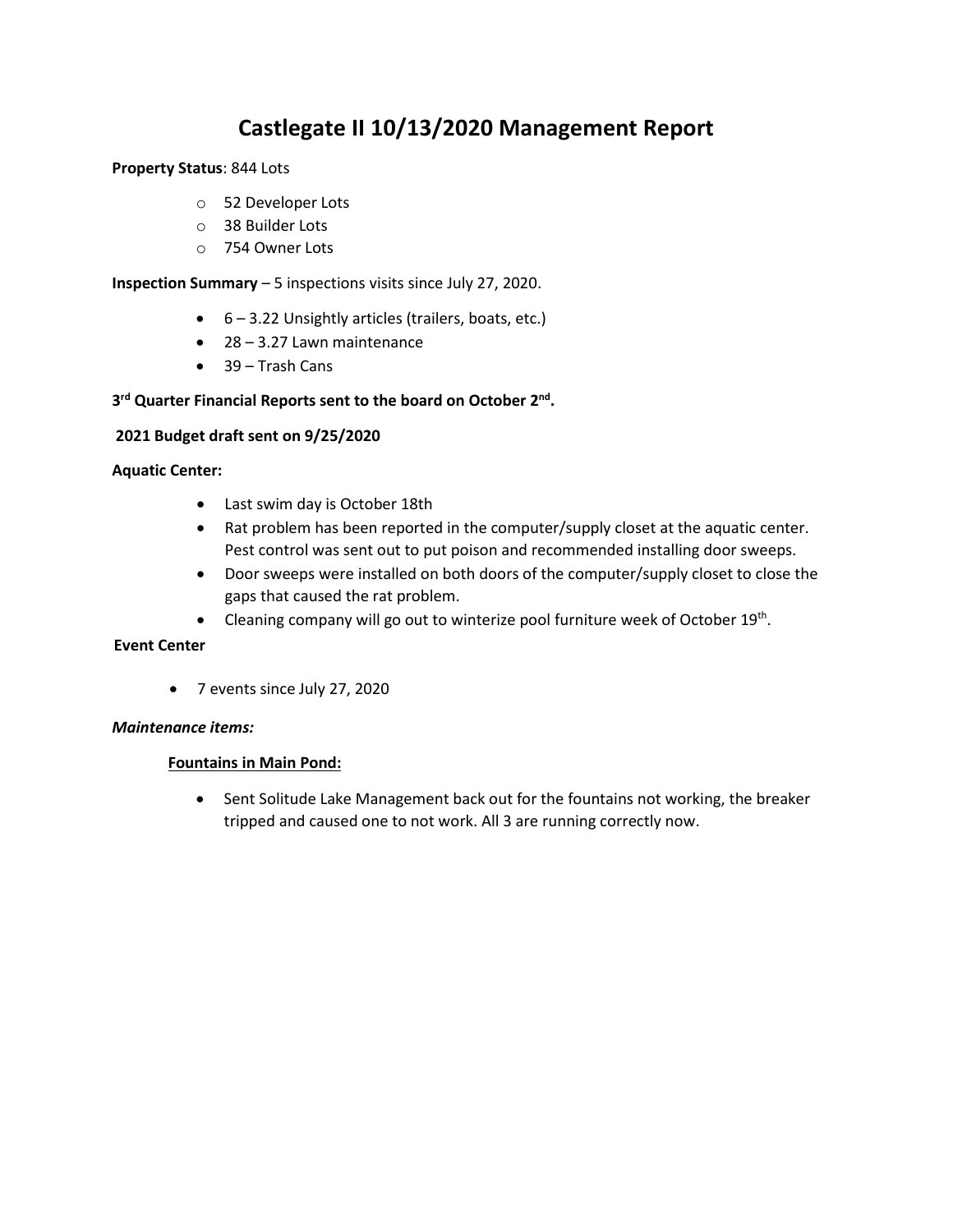# Castlegate II 10/13/2020 Management Report

**Property Status**: 844 Lots

- 52 Developer Lots
- 38 Builder Lots
- 754 Owner Lots

**Inspection Summary** – 5 inspections visits since July 27, 2020.

- 6 – 3.22 Unsightly articles (trailers, boats, etc.)
- 28 – 3.27 Lawn maintenance
- 39 – Trash Cans

**3rd Quarter Financial Reports sent to the board on October 2nd.**

**2021 Budget draft sent on 9/25/2020**

**Aquatic Center:**

- Last swim day is October 18th
- Rat problem has been reported in the computer/supply closet at the aquatic center. Pest control was sent out to put poison and recommended installing door sweeps.
- Door sweeps were installed on both doors of the computer/supply closet to close the gaps that caused the rat problem.
- Cleaning company will go out to winterize pool furniture week of October 19th.

**Event Center**

- 7 events since July 27, 2020

***Maintenance items:***

**Fountains in Main Pond:**

- Sent Solitude Lake Management back out for the fountains not working, the breaker tripped and caused one to not work. All 3 are running correctly now.